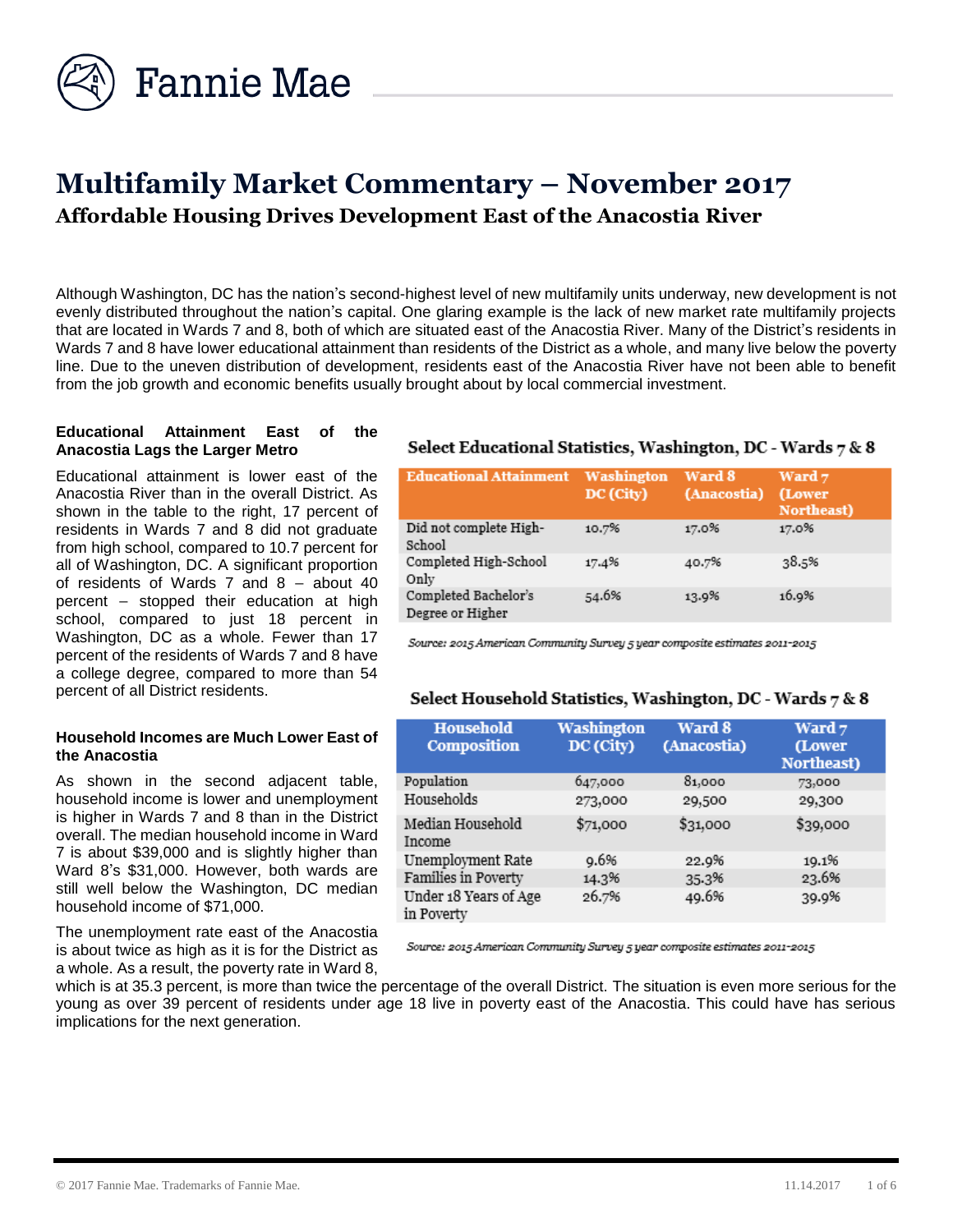# Multifamily Market Commentary – November 2017

## Affordable Housing Drives Development East of the Anacostia River

Although Washington, DC has the nation's second-highest level of new multifamily units underway, new development is not evenly distributed throughout the nation's capital. One glaring example is the lack of new market rate multifamily projects that are located in Wards 7 and 8, both of which are situated east of the Anacostia River. Many of the District's residents in Wards 7 and 8 have lower educational attainment than residents of the District as a whole, and many live below the poverty line. Due to the uneven distribution of development, residents east of the Anacostia River have not been able to benefit from the job growth and economic benefits usually brought about by local commercial investment.

### Educational Attainment East of the Anacostia Lags the Larger Metro

Educational attainment is lower east of the Anacostia River than in the overall District. As shown in the table to the right, 17 percent of residents in Wards 7 and 8 did not graduate from high school, compared to 10.7 percent for all of Washington, DC. A significant proportion of residents of Wards 7 and 8 – about 40 percent – stopped their education at high school, compared to just 18 percent in Washington, DC as a whole. Fewer than 17 percent of the residents of Wards 7 and 8 have a college degree, compared to more than 54 percent of all District residents.

**Select Educational Statistics, Washington, DC - Wards 7 & 8**

| Educational Attainment | Washington DC (City) | Ward 8 (Anacostia) | Ward 7 (Lower Northeast) |
|---|---|---|---|
| Did not complete High-School | 10.7% | 17.0% | 17.0% |
| Completed High-School Only | 17.4% | 40.7% | 38.5% |
| Completed Bachelor's Degree or Higher | 54.6% | 13.9% | 16.9% |

*Source: 2015 American Community Survey 5 year composite estimates 2011-2015*

### Household Incomes are Much Lower East of the Anacostia

As shown in the second adjacent table, household income is lower and unemployment is higher in Wards 7 and 8 than in the District overall. The median household income in Ward 7 is about $39,000 and is slightly higher than Ward 8's $31,000. However, both wards are still well below the Washington, DC median household income of $71,000.

**Select Household Statistics, Washington, DC - Wards 7 & 8**

| Household Composition | Washington DC (City) | Ward 8 (Anacostia) | Ward 7 (Lower Northeast) |
|---|---|---|---|
| Population | 647,000 | 81,000 | 73,000 |
| Households | 273,000 | 29,500 | 29,300 |
| Median Household Income | $71,000 | $31,000 | $39,000 |
| Unemployment Rate | 9.6% | 22.9% | 19.1% |
| Families in Poverty | 14.3% | 35.3% | 23.6% |
| Under 18 Years of Age in Poverty | 26.7% | 49.6% | 39.9% |

*Source: 2015 American Community Survey 5 year composite estimates 2011-2015*

The unemployment rate east of the Anacostia is about twice as high as it is for the District as a whole. As a result, the poverty rate in Ward 8, which is at 35.3 percent, is more than twice the percentage of the overall District. The situation is even more serious for the young as over 39 percent of residents under age 18 live in poverty east of the Anacostia. This could have has serious implications for the next generation.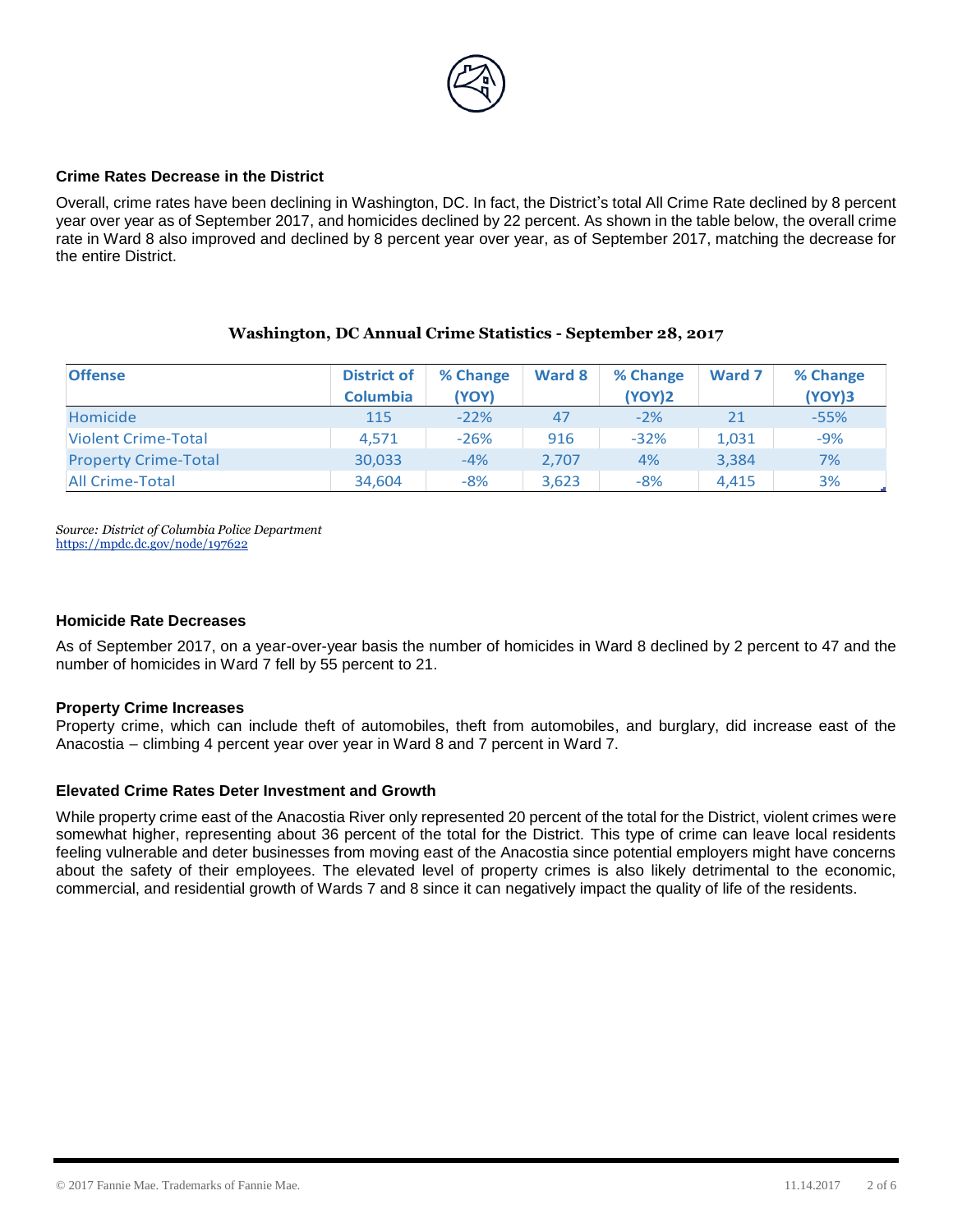## Crime Rates Decrease in the District

Overall, crime rates have been declining in Washington, DC. In fact, the District's total All Crime Rate declined by 8 percent year over year as of September 2017, and homicides declined by 22 percent. As shown in the table below, the overall crime rate in Ward 8 also improved and declined by 8 percent year over year, as of September 2017, matching the decrease for the entire District.

**Washington, DC Annual Crime Statistics - September 28, 2017**

| Offense | District of Columbia | % Change (YOY) | Ward 8 | % Change (YOY)2 | Ward 7 | % Change (YOY)3 |
|---|---|---|---|---|---|---|
| Homicide | 115 | -22% | 47 | -2% | 21 | -55% |
| Violent Crime-Total | 4,571 | -26% | 916 | -32% | 1,031 | -9% |
| Property Crime-Total | 30,033 | -4% | 2,707 | 4% | 3,384 | 7% |
| All Crime-Total | 34,604 | -8% | 3,623 | -8% | 4,415 | 3% |

*Source: District of Columbia Police Department*
https://mpdc.dc.gov/node/197622

## Homicide Rate Decreases

As of September 2017, on a year-over-year basis the number of homicides in Ward 8 declined by 2 percent to 47 and the number of homicides in Ward 7 fell by 55 percent to 21.

## Property Crime Increases

Property crime, which can include theft of automobiles, theft from automobiles, and burglary, did increase east of the Anacostia – climbing 4 percent year over year in Ward 8 and 7 percent in Ward 7.

## Elevated Crime Rates Deter Investment and Growth

While property crime east of the Anacostia River only represented 20 percent of the total for the District, violent crimes were somewhat higher, representing about 36 percent of the total for the District. This type of crime can leave local residents feeling vulnerable and deter businesses from moving east of the Anacostia since potential employers might have concerns about the safety of their employees. The elevated level of property crimes is also likely detrimental to the economic, commercial, and residential growth of Wards 7 and 8 since it can negatively impact the quality of life of the residents.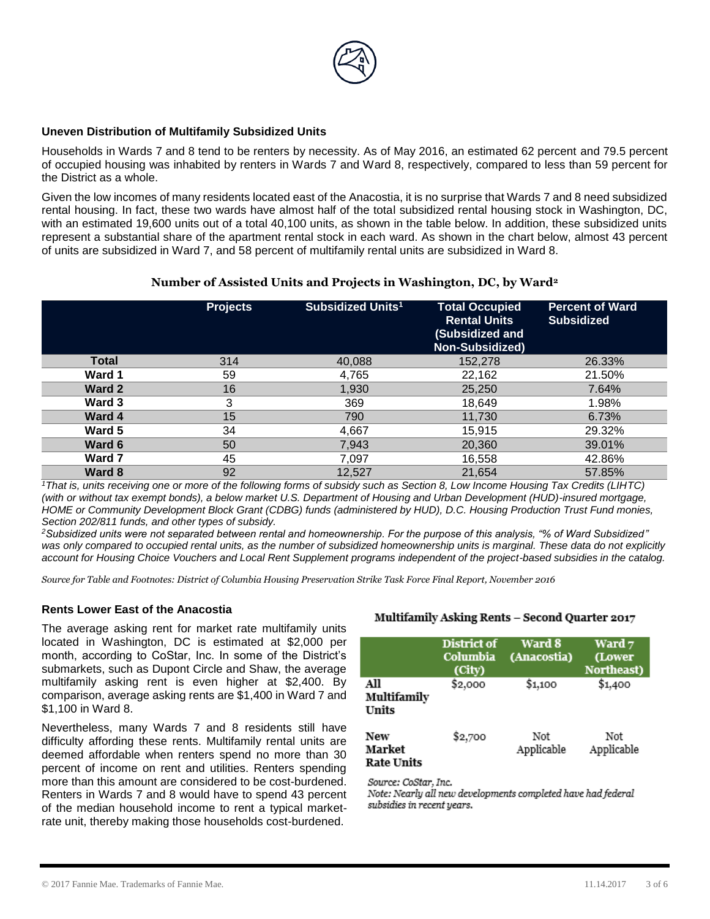### Uneven Distribution of Multifamily Subsidized Units

Households in Wards 7 and 8 tend to be renters by necessity. As of May 2016, an estimated 62 percent and 79.5 percent of occupied housing was inhabited by renters in Wards 7 and Ward 8, respectively, compared to less than 59 percent for the District as a whole.

Given the low incomes of many residents located east of the Anacostia, it is no surprise that Wards 7 and 8 need subsidized rental housing. In fact, these two wards have almost half of the total subsidized rental housing stock in Washington, DC, with an estimated 19,600 units out of a total 40,100 units, as shown in the table below. In addition, these subsidized units represent a substantial share of the apartment rental stock in each ward. As shown in the chart below, almost 43 percent of units are subsidized in Ward 7, and 58 percent of multifamily rental units are subsidized in Ward 8.

**Number of Assisted Units and Projects in Washington, DC, by Ward[2]**

| | Projects | Subsidized Units[1] | Total Occupied Rental Units (Subsidized and Non-Subsidized) | Percent of Ward Subsidized |
|---|---|---|---|---|
| **Total** | 314 | 40,088 | 152,278 | 26.33% |
| **Ward 1** | 59 | 4,765 | 22,162 | 21.50% |
| **Ward 2** | 16 | 1,930 | 25,250 | 7.64% |
| **Ward 3** | 3 | 369 | 18,649 | 1.98% |
| **Ward 4** | 15 | 790 | 11,730 | 6.73% |
| **Ward 5** | 34 | 4,667 | 15,915 | 29.32% |
| **Ward 6** | 50 | 7,943 | 20,360 | 39.01% |
| **Ward 7** | 45 | 7,097 | 16,558 | 42.86% |
| **Ward 8** | 92 | 12,527 | 21,654 | 57.85% |

*[1]That is, units receiving one or more of the following forms of subsidy such as Section 8, Low Income Housing Tax Credits (LIHTC) (with or without tax exempt bonds), a below market U.S. Department of Housing and Urban Development (HUD)-insured mortgage, HOME or Community Development Block Grant (CDBG) funds (administered by HUD), D.C. Housing Production Trust Fund monies, Section 202/811 funds, and other types of subsidy.*

*[2]Subsidized units were not separated between rental and homeownership. For the purpose of this analysis, "% of Ward Subsidized" was only compared to occupied rental units, as the number of subsidized homeownership units is marginal. These data do not explicitly account for Housing Choice Vouchers and Local Rent Supplement programs independent of the project-based subsidies in the catalog.*

*Source for Table and Footnotes: District of Columbia Housing Preservation Strike Task Force Final Report, November 2016*

### Rents Lower East of the Anacostia

The average asking rent for market rate multifamily units located in Washington, DC is estimated at $2,000 per month, according to CoStar, Inc. In some of the District's submarkets, such as Dupont Circle and Shaw, the average multifamily asking rent is even higher at $2,400. By comparison, average asking rents are $1,400 in Ward 7 and $1,100 in Ward 8.

Nevertheless, many Wards 7 and 8 residents still have difficulty affording these rents. Multifamily rental units are deemed affordable when renters spend no more than 30 percent of income on rent and utilities. Renters spending more than this amount are considered to be cost-burdened. Renters in Wards 7 and 8 would have to spend 43 percent of the median household income to rent a typical market-rate unit, thereby making those households cost-burdened.

**Multifamily Asking Rents – Second Quarter 2017**

| | District of Columbia (City) | Ward 8 (Anacostia) | Ward 7 (Lower Northeast) |
|---|---|---|---|
| **All Multifamily Units** | $2,000 | $1,100 | $1,400 |
| **New Market Rate Units** | $2,700 | Not Applicable | Not Applicable |

*Source: CoStar, Inc.*
*Note: Nearly all new developments completed have had federal subsidies in recent years.*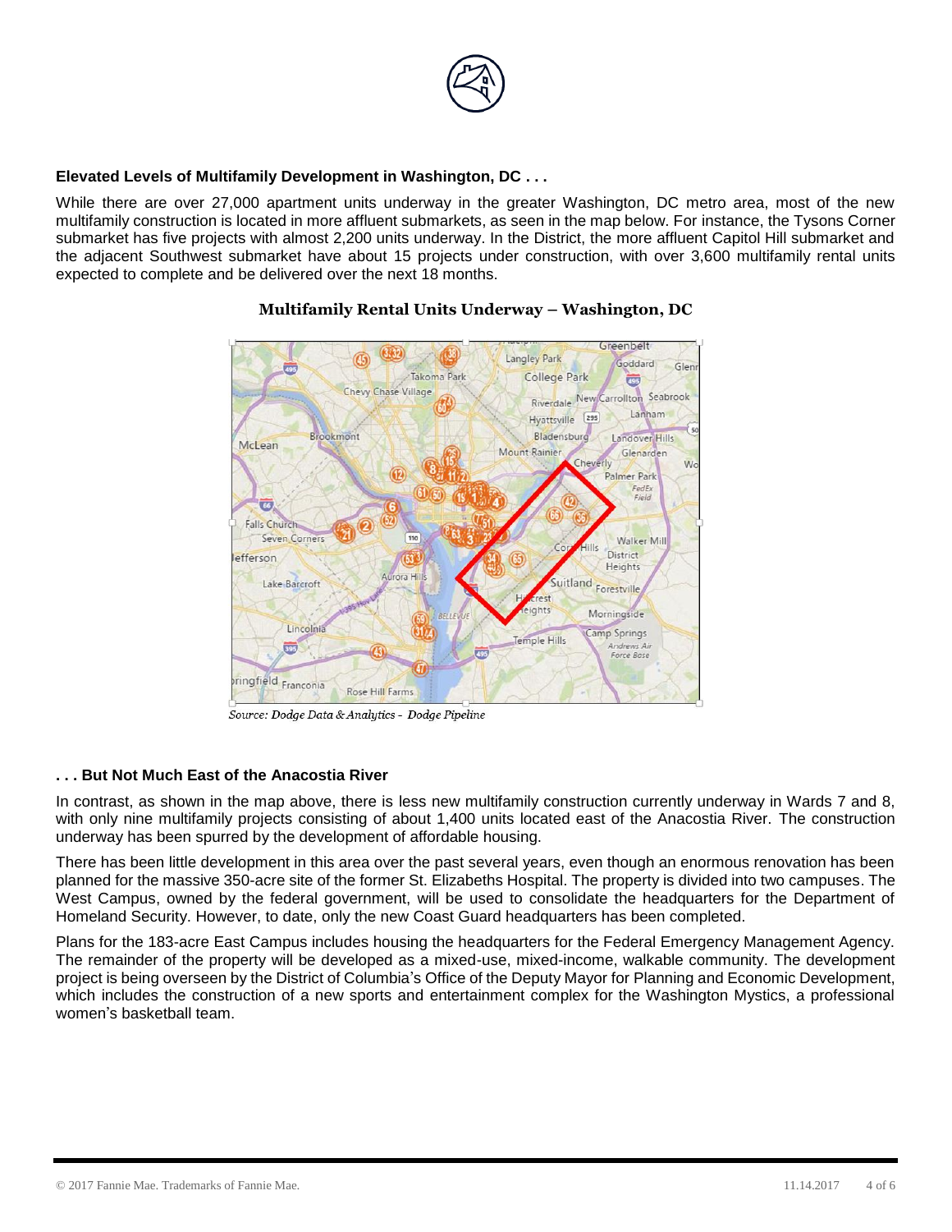**Elevated Levels of Multifamily Development in Washington, DC . . .**

While there are over 27,000 apartment units underway in the greater Washington, DC metro area, most of the new multifamily construction is located in more affluent submarkets, as seen in the map below. For instance, the Tysons Corner submarket has five projects with almost 2,200 units underway. In the District, the more affluent Capitol Hill submarket and the adjacent Southwest submarket have about 15 projects under construction, with over 3,600 multifamily rental units expected to complete and be delivered over the next 18 months.

**Multifamily Rental Units Underway – Washington, DC**

*Source: Dodge Data & Analytics - Dodge Pipeline*

**. . . But Not Much East of the Anacostia River**

In contrast, as shown in the map above, there is less new multifamily construction currently underway in Wards 7 and 8, with only nine multifamily projects consisting of about 1,400 units located east of the Anacostia River. The construction underway has been spurred by the development of affordable housing.

There has been little development in this area over the past several years, even though an enormous renovation has been planned for the massive 350-acre site of the former St. Elizabeths Hospital. The property is divided into two campuses. The West Campus, owned by the federal government, will be used to consolidate the headquarters for the Department of Homeland Security. However, to date, only the new Coast Guard headquarters has been completed.

Plans for the 183-acre East Campus includes housing the headquarters for the Federal Emergency Management Agency. The remainder of the property will be developed as a mixed-use, mixed-income, walkable community. The development project is being overseen by the District of Columbia's Office of the Deputy Mayor for Planning and Economic Development, which includes the construction of a new sports and entertainment complex for the Washington Mystics, a professional women's basketball team.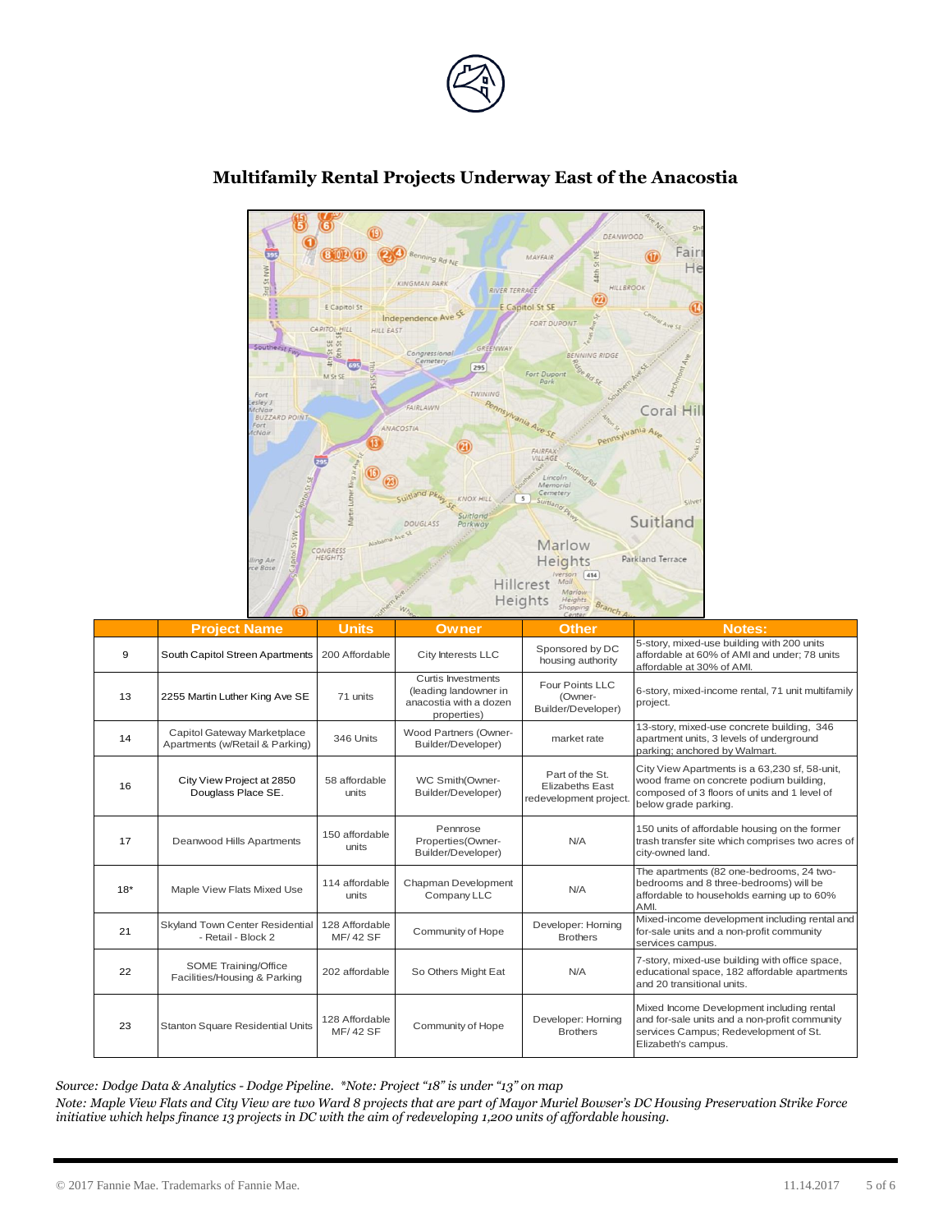## Multifamily Rental Projects Underway East of the Anacostia

| | Project Name | Units | Owner | Other | Notes: |
|---|---|---|---|---|---|
| 9 | South Capitol Streen Apartments | 200 Affordable | City Interests LLC | Sponsored by DC housing authority | 5-story, mixed-use building with 200 units affordable at 60% of AMI and under; 78 units affordable at 30% of AMI. |
| 13 | 2255 Martin Luther King Ave SE | 71 units | Curtis Investments (leading landowner in anacostia with a dozen properties) | Four Points LLC (Owner-Builder/Developer) | 6-story, mixed-income rental, 71 unit multifamily project. |
| 14 | Capitol Gateway Marketplace Apartments (w/Retail & Parking) | 346 Units | Wood Partners (Owner-Builder/Developer) | market rate | 13-story, mixed-use concrete building, 346 apartment units, 3 levels of underground parking; anchored by Walmart. |
| 16 | City View Project at 2850 Douglass Place SE. | 58 affordable units | WC Smith(Owner-Builder/Developer) | Part of the St. Elizabeths East redevelopment project. | City View Apartments is a 63,230 sf, 58-unit, wood frame on concrete podium building, composed of 3 floors of units and 1 level of below grade parking. |
| 17 | Deanwood Hills Apartments | 150 affordable units | Pennrose Properties(Owner-Builder/Developer) | N/A | 150 units of affordable housing on the former trash transfer site which comprises two acres of city-owned land. |
| 18* | Maple View Flats Mixed Use | 114 affordable units | Chapman Development Company LLC | N/A | The apartments (82 one-bedrooms, 24 two-bedrooms and 8 three-bedrooms) will be affordable to households earning up to 60% AMI. |
| 21 | Skyland Town Center Residential - Retail - Block 2 | 128 Affordable MF/ 42 SF | Community of Hope | Developer: Horning Brothers | Mixed-income development including rental and for-sale units and a non-profit community services campus. |
| 22 | SOME Training/Office Facilities/Housing & Parking | 202 affordable | So Others Might Eat | N/A | 7-story, mixed-use building with office space, educational space, 182 affordable apartments and 20 transitional units. |
| 23 | Stanton Square Residential Units | 128 Affordable MF/ 42 SF | Community of Hope | Developer: Horning Brothers | Mixed Income Development including rental and for-sale units and a non-profit community services Campus; Redevelopment of St. Elizabeth's campus. |

*Source: Dodge Data & Analytics - Dodge Pipeline. *Note: Project "18" is under "13" on map*

*Note: Maple View Flats and City View are two Ward 8 projects that are part of Mayor Muriel Bowser's DC Housing Preservation Strike Force initiative which helps finance 13 projects in DC with the aim of redeveloping 1,200 units of affordable housing.*

© 2017 Fannie Mae. Trademarks of Fannie Mae. 11.14.2017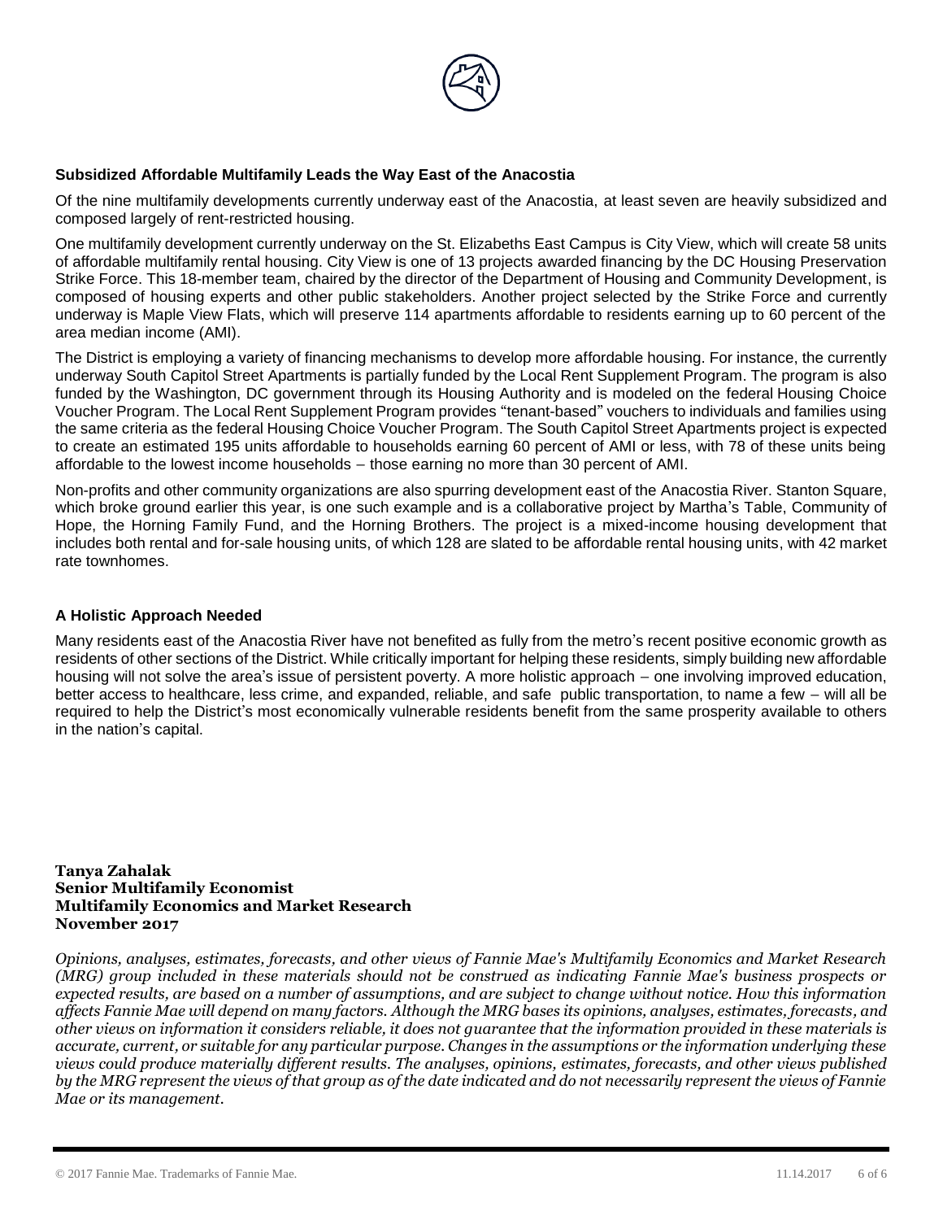**Subsidized Affordable Multifamily Leads the Way East of the Anacostia**

Of the nine multifamily developments currently underway east of the Anacostia, at least seven are heavily subsidized and composed largely of rent-restricted housing.

One multifamily development currently underway on the St. Elizabeths East Campus is City View, which will create 58 units of affordable multifamily rental housing. City View is one of 13 projects awarded financing by the DC Housing Preservation Strike Force. This 18-member team, chaired by the director of the Department of Housing and Community Development, is composed of housing experts and other public stakeholders. Another project selected by the Strike Force and currently underway is Maple View Flats, which will preserve 114 apartments affordable to residents earning up to 60 percent of the area median income (AMI).

The District is employing a variety of financing mechanisms to develop more affordable housing. For instance, the currently underway South Capitol Street Apartments is partially funded by the Local Rent Supplement Program. The program is also funded by the Washington, DC government through its Housing Authority and is modeled on the federal Housing Choice Voucher Program. The Local Rent Supplement Program provides "tenant-based" vouchers to individuals and families using the same criteria as the federal Housing Choice Voucher Program. The South Capitol Street Apartments project is expected to create an estimated 195 units affordable to households earning 60 percent of AMI or less, with 78 of these units being affordable to the lowest income households – those earning no more than 30 percent of AMI.

Non-profits and other community organizations are also spurring development east of the Anacostia River. Stanton Square, which broke ground earlier this year, is one such example and is a collaborative project by Martha's Table, Community of Hope, the Horning Family Fund, and the Horning Brothers. The project is a mixed-income housing development that includes both rental and for-sale housing units, of which 128 are slated to be affordable rental housing units, with 42 market rate townhomes.

**A Holistic Approach Needed**

Many residents east of the Anacostia River have not benefited as fully from the metro's recent positive economic growth as residents of other sections of the District. While critically important for helping these residents, simply building new affordable housing will not solve the area's issue of persistent poverty. A more holistic approach – one involving improved education, better access to healthcare, less crime, and expanded, reliable, and safe public transportation, to name a few – will all be required to help the District's most economically vulnerable residents benefit from the same prosperity available to others in the nation's capital.

**Tanya Zahalak**
**Senior Multifamily Economist**
**Multifamily Economics and Market Research**
**November 2017**

*Opinions, analyses, estimates, forecasts, and other views of Fannie Mae's Multifamily Economics and Market Research (MRG) group included in these materials should not be construed as indicating Fannie Mae's business prospects or expected results, are based on a number of assumptions, and are subject to change without notice. How this information affects Fannie Mae will depend on many factors. Although the MRG bases its opinions, analyses, estimates, forecasts, and other views on information it considers reliable, it does not guarantee that the information provided in these materials is accurate, current, or suitable for any particular purpose. Changes in the assumptions or the information underlying these views could produce materially different results. The analyses, opinions, estimates, forecasts, and other views published by the MRG represent the views of that group as of the date indicated and do not necessarily represent the views of Fannie Mae or its management.*

© 2017 Fannie Mae. Trademarks of Fannie Mae. 11.14.2017